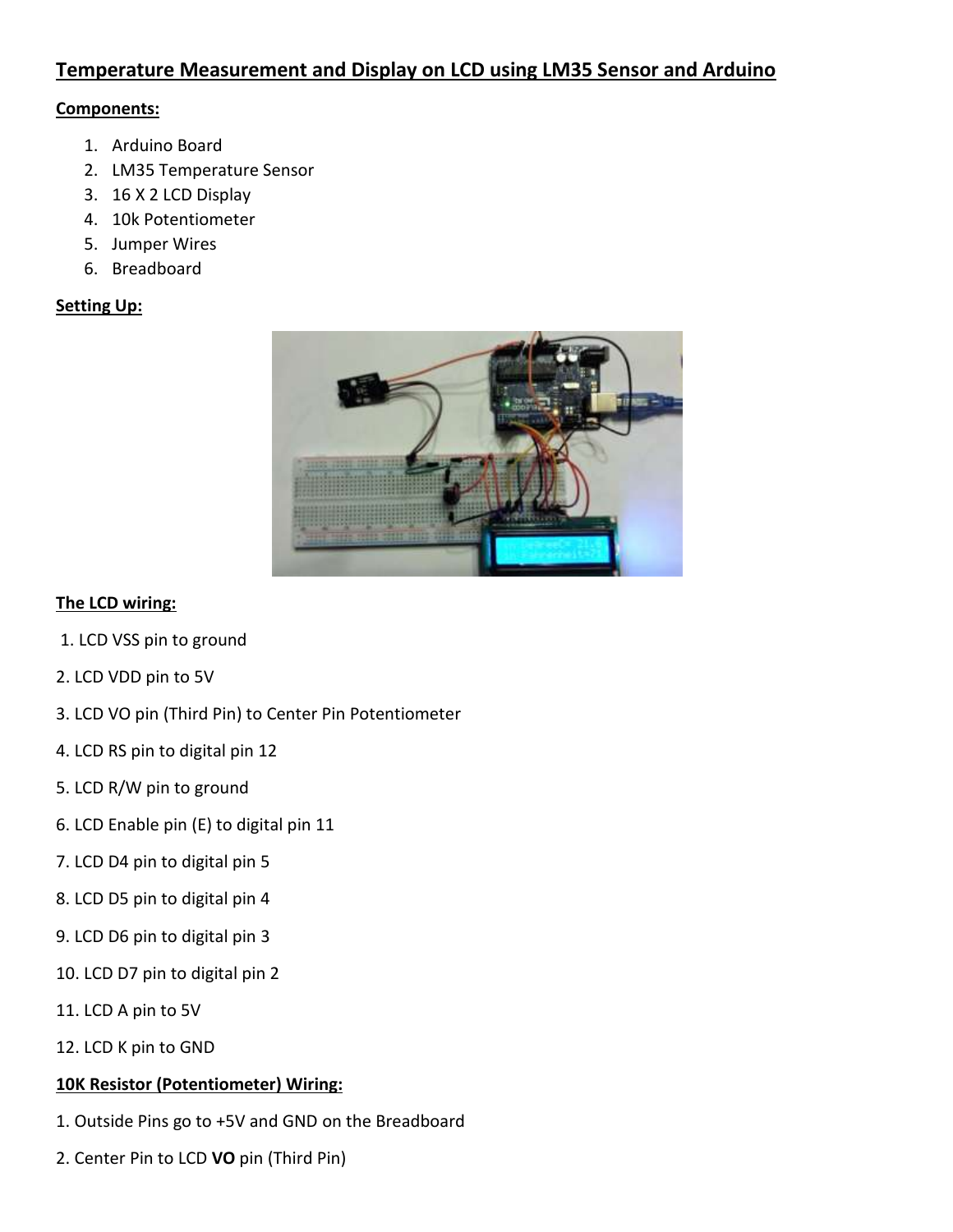# Temperature Measurement and Display on LCD using LM35 Sensor and Arduino

**Components:**

1. Arduino Board
2. LM35 Temperature Sensor
3. 16 X 2 LCD Display
4. 10k Potentiometer
5. Jumper Wires
6. Breadboard

**Setting Up:**

**The LCD wiring:**

1. LCD VSS pin to ground
2. LCD VDD pin to 5V
3. LCD VO pin (Third Pin) to Center Pin Potentiometer
4. LCD RS pin to digital pin 12
5. LCD R/W pin to ground
6. LCD Enable pin (E) to digital pin 11
7. LCD D4 pin to digital pin 5
8. LCD D5 pin to digital pin 4
9. LCD D6 pin to digital pin 3
10. LCD D7 pin to digital pin 2
11. LCD A pin to 5V
12. LCD K pin to GND

**10K Resistor (Potentiometer) Wiring:**

1. Outside Pins go to +5V and GND on the Breadboard
2. Center Pin to LCD **VO** pin (Third Pin)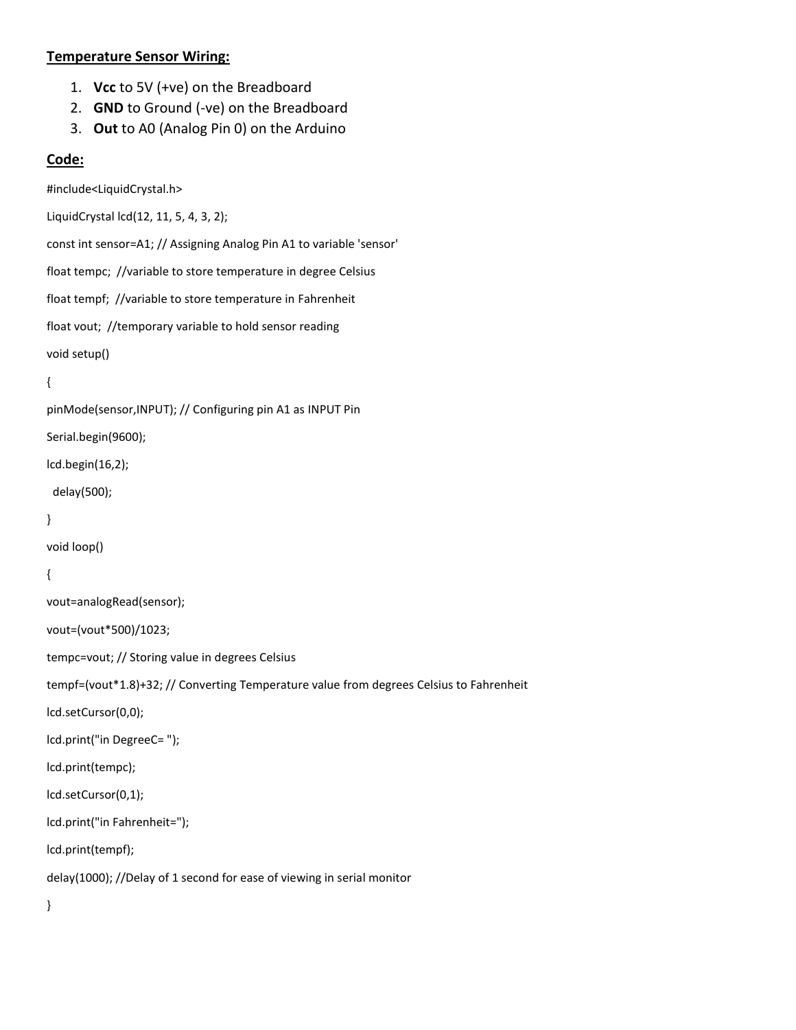**Temperature Sensor Wiring:**

1. **Vcc** to 5V (+ve) on the Breadboard
2. **GND** to Ground (-ve) on the Breadboard
3. **Out** to A0 (Analog Pin 0) on the Arduino

**Code:**

```
#include<LiquidCrystal.h>

LiquidCrystal lcd(12, 11, 5, 4, 3, 2);

const int sensor=A1; // Assigning Analog Pin A1 to variable 'sensor'

float tempc;  //variable to store temperature in degree Celsius

float tempf;  //variable to store temperature in Fahrenheit

float vout;  //temporary variable to hold sensor reading

void setup()

{

pinMode(sensor,INPUT); // Configuring pin A1 as INPUT Pin

Serial.begin(9600);

lcd.begin(16,2);

  delay(500);

}

void loop()

{

vout=analogRead(sensor);

vout=(vout*500)/1023;

tempc=vout; // Storing value in degrees Celsius

tempf=(vout*1.8)+32; // Converting Temperature value from degrees Celsius to Fahrenheit

lcd.setCursor(0,0);

lcd.print("in DegreeC= ");

lcd.print(tempc);

lcd.setCursor(0,1);

lcd.print("in Fahrenheit=");

lcd.print(tempf);

delay(1000); //Delay of 1 second for ease of viewing in serial monitor

}
```